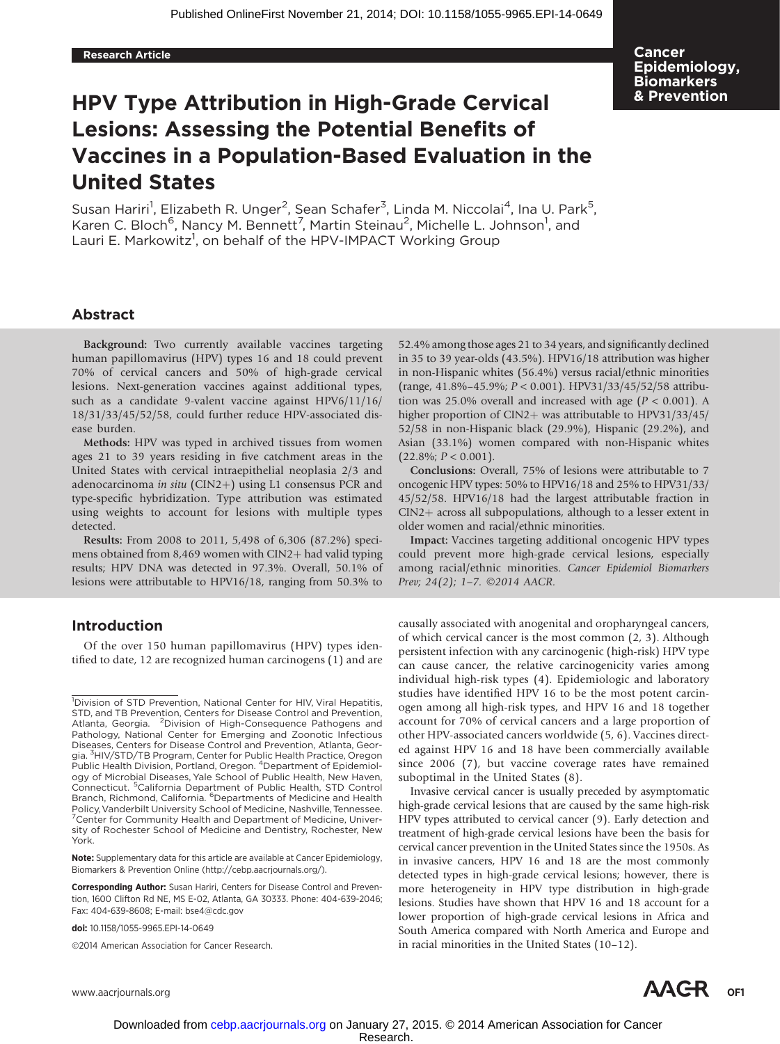Research Article

Cancer Epidemiology, Biomarkers & Prevention

# HPV Type Attribution in High-Grade Cervical Lesions: Assessing the Potential Benefits of Vaccines in a Population-Based Evaluation in the United States

Susan Hariri[1], Elizabeth R. Unger[2], Sean Schafer[3], Linda M. Niccolai[4], Ina U. Park[5], Karen C. Bloch[6], Nancy M. Bennett[7], Martin Steinau[2], Michelle L. Johnson[1], and Lauri E. Markowitz[1], on behalf of the HPV-IMPACT Working Group

## Abstract

**Background:** Two currently available vaccines targeting human papillomavirus (HPV) types 16 and 18 could prevent 70% of cervical cancers and 50% of high-grade cervical lesions. Next-generation vaccines against additional types, such as a candidate 9-valent vaccine against HPV6/11/16/18/31/33/45/52/58, could further reduce HPV-associated disease burden.

**Methods:** HPV was typed in archived tissues from women ages 21 to 39 years residing in five catchment areas in the United States with cervical intraepithelial neoplasia 2/3 and adenocarcinoma *in situ* (CIN2+) using L1 consensus PCR and type-specific hybridization. Type attribution was estimated using weights to account for lesions with multiple types detected.

**Results:** From 2008 to 2011, 5,498 of 6,306 (87.2%) specimens obtained from 8,469 women with CIN2+ had valid typing results; HPV DNA was detected in 97.3%. Overall, 50.1% of lesions were attributable to HPV16/18, ranging from 50.3% to 52.4% among those ages 21 to 34 years, and significantly declined in 35 to 39 year-olds (43.5%). HPV16/18 attribution was higher in non-Hispanic whites (56.4%) versus racial/ethnic minorities (range, 41.8%–45.9%; $P < 0.001$). HPV31/33/45/52/58 attribution was 25.0% overall and increased with age ($P < 0.001$). A higher proportion of CIN2+ was attributable to HPV31/33/45/52/58 in non-Hispanic black (29.9%), Hispanic (29.2%), and Asian (33.1%) women compared with non-Hispanic whites (22.8%; $P < 0.001$).

**Conclusions:** Overall, 75% of lesions were attributable to 7 oncogenic HPV types: 50% to HPV16/18 and 25% to HPV31/33/45/52/58. HPV16/18 had the largest attributable fraction in CIN2+ across all subpopulations, although to a lesser extent in older women and racial/ethnic minorities.

**Impact:** Vaccines targeting additional oncogenic HPV types could prevent more high-grade cervical lesions, especially among racial/ethnic minorities. *Cancer Epidemiol Biomarkers Prev; 24(2); 1–7. ©2014 AACR.*

## Introduction

Of the over 150 human papillomavirus (HPV) types identified to date, 12 are recognized human carcinogens (1) and are causally associated with anogenital and oropharyngeal cancers, of which cervical cancer is the most common (2, 3). Although persistent infection with any carcinogenic (high-risk) HPV type can cause cancer, the relative carcinogenicity varies among individual high-risk types (4). Epidemiologic and laboratory studies have identified HPV 16 to be the most potent carcinogen among all high-risk types, and HPV 16 and 18 together account for 70% of cervical cancers and a large proportion of other HPV-associated cancers worldwide (5, 6). Vaccines directed against HPV 16 and 18 have been commercially available since 2006 (7), but vaccine coverage rates have remained suboptimal in the United States (8).

Invasive cervical cancer is usually preceded by asymptomatic high-grade cervical lesions that are caused by the same high-risk HPV types attributed to cervical cancer (9). Early detection and treatment of high-grade cervical lesions have been the basis for cervical cancer prevention in the United States since the 1950s. As in invasive cancers, HPV 16 and 18 are the most commonly detected types in high-grade cervical lesions; however, there is more heterogeneity in HPV type distribution in high-grade lesions. Studies have shown that HPV 16 and 18 account for a lower proportion of high-grade cervical lesions in Africa and South America compared with North America and Europe and in racial minorities in the United States (10–12).

[1]Division of STD Prevention, National Center for HIV, Viral Hepatitis, STD, and TB Prevention, Centers for Disease Control and Prevention, Atlanta, Georgia. [2]Division of High-Consequence Pathogens and Pathology, National Center for Emerging and Zoonotic Infectious Diseases, Centers for Disease Control and Prevention, Atlanta, Georgia. [3]HIV/STD/TB Program, Center for Public Health Practice, Oregon Public Health Division, Portland, Oregon. [4]Department of Epidemiology of Microbial Diseases, Yale School of Public Health, New Haven, Connecticut. [5]California Department of Public Health, STD Control Branch, Richmond, California. [6]Departments of Medicine and Health Policy, Vanderbilt University School of Medicine, Nashville, Tennessee. [7]Center for Community Health and Department of Medicine, University of Rochester School of Medicine and Dentistry, Rochester, New York.

**Note:** Supplementary data for this article are available at Cancer Epidemiology, Biomarkers & Prevention Online (http://cebp.aacrjournals.org/).

**Corresponding Author:** Susan Hariri, Centers for Disease Control and Prevention, 1600 Clifton Rd NE, MS E-02, Atlanta, GA 30333. Phone: 404-639-2046; Fax: 404-639-8608; E-mail: bse4@cdc.gov

**doi:** 10.1158/1055-9965.EPI-14-0649

©2014 American Association for Cancer Research.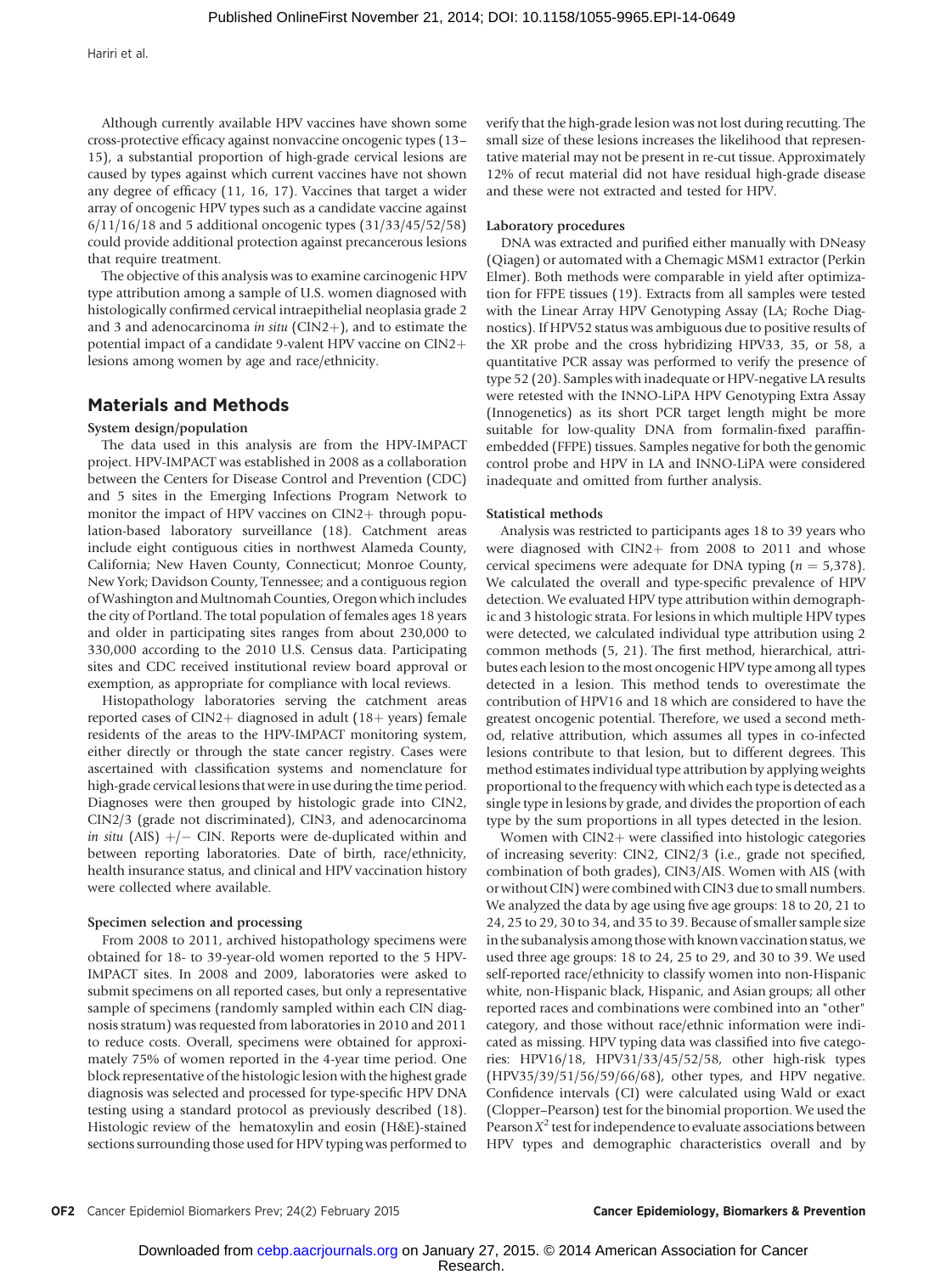Although currently available HPV vaccines have shown some cross-protective efficacy against nonvaccine oncogenic types (13–15), a substantial proportion of high-grade cervical lesions are caused by types against which current vaccines have not shown any degree of efficacy (11, 16, 17). Vaccines that target a wider array of oncogenic HPV types such as a candidate vaccine against 6/11/16/18 and 5 additional oncogenic types (31/33/45/52/58) could provide additional protection against precancerous lesions that require treatment.

The objective of this analysis was to examine carcinogenic HPV type attribution among a sample of U.S. women diagnosed with histologically confirmed cervical intraepithelial neoplasia grade 2 and 3 and adenocarcinoma *in situ* (CIN2+), and to estimate the potential impact of a candidate 9-valent HPV vaccine on CIN2+ lesions among women by age and race/ethnicity.

## Materials and Methods

### System design/population

The data used in this analysis are from the HPV-IMPACT project. HPV-IMPACT was established in 2008 as a collaboration between the Centers for Disease Control and Prevention (CDC) and 5 sites in the Emerging Infections Program Network to monitor the impact of HPV vaccines on CIN2+ through population-based laboratory surveillance (18). Catchment areas include eight contiguous cities in northwest Alameda County, California; New Haven County, Connecticut; Monroe County, New York; Davidson County, Tennessee; and a contiguous region of Washington and Multnomah Counties, Oregon which includes the city of Portland. The total population of females ages 18 years and older in participating sites ranges from about 230,000 to 330,000 according to the 2010 U.S. Census data. Participating sites and CDC received institutional review board approval or exemption, as appropriate for compliance with local reviews.

Histopathology laboratories serving the catchment areas reported cases of CIN2+ diagnosed in adult (18+ years) female residents of the areas to the HPV-IMPACT monitoring system, either directly or through the state cancer registry. Cases were ascertained with classification systems and nomenclature for high-grade cervical lesions that were in use during the time period. Diagnoses were then grouped by histologic grade into CIN2, CIN2/3 (grade not discriminated), CIN3, and adenocarcinoma *in situ* (AIS) +/− CIN. Reports were de-duplicated within and between reporting laboratories. Date of birth, race/ethnicity, health insurance status, and clinical and HPV vaccination history were collected where available.

### Specimen selection and processing

From 2008 to 2011, archived histopathology specimens were obtained for 18- to 39-year-old women reported to the 5 HPV-IMPACT sites. In 2008 and 2009, laboratories were asked to submit specimens on all reported cases, but only a representative sample of specimens (randomly sampled within each CIN diagnosis stratum) was requested from laboratories in 2010 and 2011 to reduce costs. Overall, specimens were obtained for approximately 75% of women reported in the 4-year time period. One block representative of the histologic lesion with the highest grade diagnosis was selected and processed for type-specific HPV DNA testing using a standard protocol as previously described (18). Histologic review of the hematoxylin and eosin (H&E)-stained sections surrounding those used for HPV typing was performed to verify that the high-grade lesion was not lost during recutting. The small size of these lesions increases the likelihood that representative material may not be present in re-cut tissue. Approximately 12% of recut material did not have residual high-grade disease and these were not extracted and tested for HPV.

### Laboratory procedures

DNA was extracted and purified either manually with DNeasy (Qiagen) or automated with a Chemagic MSM1 extractor (Perkin Elmer). Both methods were comparable in yield after optimization for FFPE tissues (19). Extracts from all samples were tested with the Linear Array HPV Genotyping Assay (LA; Roche Diagnostics). If HPV52 status was ambiguous due to positive results of the XR probe and the cross hybridizing HPV33, 35, or 58, a quantitative PCR assay was performed to verify the presence of type 52 (20). Samples with inadequate or HPV-negative LA results were retested with the INNO-LiPA HPV Genotyping Extra Assay (Innogenetics) as its short PCR target length might be more suitable for low-quality DNA from formalin-fixed paraffin-embedded (FFPE) tissues. Samples negative for both the genomic control probe and HPV in LA and INNO-LiPA were considered inadequate and omitted from further analysis.

### Statistical methods

Analysis was restricted to participants ages 18 to 39 years who were diagnosed with CIN2+ from 2008 to 2011 and whose cervical specimens were adequate for DNA typing ($n = 5{,}378$). We calculated the overall and type-specific prevalence of HPV detection. We evaluated HPV type attribution within demographic and 3 histologic strata. For lesions in which multiple HPV types were detected, we calculated individual type attribution using 2 common methods (5, 21). The first method, hierarchical, attributes each lesion to the most oncogenic HPV type among all types detected in a lesion. This method tends to overestimate the contribution of HPV16 and 18 which are considered to have the greatest oncogenic potential. Therefore, we used a second method, relative attribution, which assumes all types in co-infected lesions contribute to that lesion, but to different degrees. This method estimates individual type attribution by applying weights proportional to the frequency with which each type is detected as a single type in lesions by grade, and divides the proportion of each type by the sum proportions in all types detected in the lesion.

Women with CIN2+ were classified into histologic categories of increasing severity: CIN2, CIN2/3 (i.e., grade not specified, combination of both grades), CIN3/AIS. Women with AIS (with or without CIN) were combined with CIN3 due to small numbers. We analyzed the data by age using five age groups: 18 to 20, 21 to 24, 25 to 29, 30 to 34, and 35 to 39. Because of smaller sample size in the subanalysis among those with known vaccination status, we used three age groups: 18 to 24, 25 to 29, and 30 to 39. We used self-reported race/ethnicity to classify women into non-Hispanic white, non-Hispanic black, Hispanic, and Asian groups; all other reported races and combinations were combined into an "other" category, and those without race/ethnic information were indicated as missing. HPV typing data was classified into five categories: HPV16/18, HPV31/33/45/52/58, other high-risk types (HPV35/39/51/56/59/66/68), other types, and HPV negative. Confidence intervals (CI) were calculated using Wald or exact (Clopper–Pearson) test for the binomial proportion. We used the Pearson $X^2$ test for independence to evaluate associations between HPV types and demographic characteristics overall and by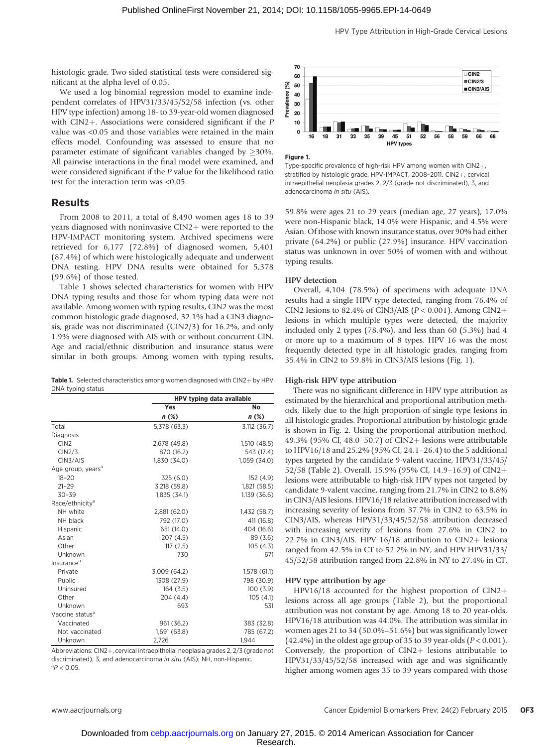histologic grade. Two-sided statistical tests were considered significant at the alpha level of 0.05.

We used a log binomial regression model to examine independent correlates of HPV31/33/45/52/58 infection (vs. other HPV type infection) among 18- to 39-year-old women diagnosed with CIN2+. Associations were considered significant if the *P* value was <0.05 and those variables were retained in the main effects model. Confounding was assessed to ensure that no parameter estimate of significant variables changed by ≥30%. All pairwise interactions in the final model were examined, and were considered significant if the *P* value for the likelihood ratio test for the interaction term was <0.05.

## Results

From 2008 to 2011, a total of 8,490 women ages 18 to 39 years diagnosed with noninvasive CIN2+ were reported to the HPV-IMPACT monitoring system. Archived specimens were retrieved for 6,177 (72.8%) of diagnosed women, 5,401 (87.4%) of which were histologically adequate and underwent DNA testing. HPV DNA results were obtained for 5,378 (99.6%) of those tested.

Table 1 shows selected characteristics for women with HPV DNA typing results and those for whom typing data were not available. Among women with typing results, CIN2 was the most common histologic grade diagnosed, 32.1% had a CIN3 diagnosis, grade was not discriminated (CIN2/3) for 16.2%, and only 1.9% were diagnosed with AIS with or without concurrent CIN. Age and racial/ethnic distribution and insurance status were similar in both groups. Among women with typing results, 59.8% were ages 21 to 29 years (median age, 27 years); 17.0% were non-Hispanic black, 14.0% were Hispanic, and 4.5% were Asian. Of those with known insurance status, over 90% had either private (64.2%) or public (27.9%) insurance. HPV vaccination status was unknown in over 50% of women with and without typing results.

**Table 1.** Selected characteristics among women diagnosed with CIN2+ by HPV DNA typing status

| | HPV typing data available | |
|---|---|---|
| | Yes | No |
| | *n* (%) | *n* (%) |
| Total | 5,378 (63.3) | 3,112 (36.7) |
| Diagnosis | | |
| CIN2 | 2,678 (49.8) | 1,510 (48.5) |
| CIN2/3 | 870 (16.2) | 543 (17.4) |
| CIN3/AIS | 1,830 (34.0) | 1,059 (34.0) |
| Age group, years[a] | | |
| 18–20 | 325 (6.0) | 152 (4.9) |
| 21–29 | 3,218 (59.8) | 1,821 (58.5) |
| 30–39 | 1,835 (34.1) | 1,139 (36.6) |
| Race/ethnicity[a] | | |
| NH white | 2,881 (62.0) | 1,432 (58.7) |
| NH black | 792 (17.0) | 411 (16.8) |
| Hispanic | 651 (14.0) | 404 (16.6) |
| Asian | 207 (4.5) | 89 (3.6) |
| Other | 117 (2.5) | 105 (4.3) |
| Unknown | 730 | 671 |
| Insurance[a] | | |
| Private | 3,009 (64.2) | 1,578 (61.1) |
| Public | 1308 (27.9) | 798 (30.9) |
| Uninsured | 164 (3.5) | 100 (3.9) |
| Other | 204 (4.4) | 105 (4.1) |
| Unknown | 693 | 531 |
| Vaccine status[a] | | |
| Vaccinated | 961 (36.2) | 383 (32.8) |
| Not vaccinated | 1,691 (63.8) | 785 (67.2) |
| Unknown | 2,726 | 1,944 |

Abbreviations: CIN2+, cervical intraepithelial neoplasia grades 2, 2/3 (grade not discriminated), 3, and adenocarcinoma *in situ* (AIS); NH, non-Hispanic.
[a]$P < 0.05$.

**Figure 1.**
Type-specific prevalence of high-risk HPV among women with CIN2+, stratified by histologic grade, HPV-IMPACT, 2008–2011. CIN2+, cervical intraepithelial neoplasia grades 2, 2/3 (grade not discriminated), 3, and adenocarcinoma *in situ* (AIS).

### HPV detection

Overall, 4,104 (78.5%) of specimens with adequate DNA results had a single HPV type detected, ranging from 76.4% of CIN2 lesions to 82.4% of CIN3/AIS ($P < 0.001$). Among CIN2+ lesions in which multiple types were detected, the majority included only 2 types (78.4%), and less than 60 (5.3%) had 4 or more up to a maximum of 8 types. HPV 16 was the most frequently detected type in all histologic grades, ranging from 35.4% in CIN2 to 59.8% in CIN3/AIS lesions (Fig. 1).

### High-risk HPV type attribution

There was no significant difference in HPV type attribution as estimated by the hierarchical and proportional attribution methods, likely due to the high proportion of single type lesions in all histologic grades. Proportional attribution by histologic grade is shown in Fig. 2. Using the proportional attribution method, 49.3% (95% CI, 48.0–50.7) of CIN2+ lesions were attributable to HPV16/18 and 25.2% (95% CI, 24.1–26.4) to the 5 additional types targeted by the candidate 9-valent vaccine, HPV31/33/45/52/58 (Table 2). Overall, 15.9% (95% CI, 14.9–16.9) of CIN2+ lesions were attributable to high-risk HPV types not targeted by candidate 9-valent vaccine, ranging from 21.7% in CIN2 to 8.8% in CIN3/AIS lesions. HPV16/18 relative attribution increased with increasing severity of lesions from 37.7% in CIN2 to 63.5% in CIN3/AIS, whereas HPV31/33/45/52/58 attribution decreased with increasing severity of lesions from 27.6% in CIN2 to 22.7% in CIN3/AIS. HPV 16/18 attribution to CIN2+ lesions ranged from 42.5% in CT to 52.2% in NY, and HPV HPV31/33/45/52/58 attribution ranged from 22.8% in NY to 27.4% in CT.

### HPV type attribution by age

HPV16/18 accounted for the highest proportion of CIN2+ lesions across all age groups (Table 2), but the proportional attribution was not constant by age. Among 18 to 20 year-olds, HPV16/18 attribution was 44.0%. The attribution was similar in women ages 21 to 34 (50.0%–51.6%) but was significantly lower (42.4%) in the oldest age group of 35 to 39 year-olds ($P < 0.001$). Conversely, the proportion of CIN2+ lesions attributable to HPV31/33/45/52/58 increased with age and was significantly higher among women ages 35 to 39 years compared with those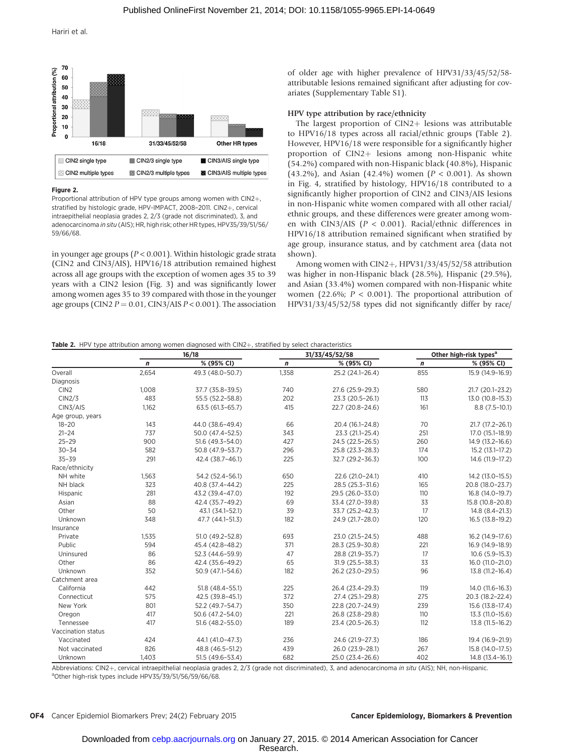Figure 2.

Proportional attribution of HPV type groups among women with CIN2+, stratified by histologic grade, HPV-IMPACT, 2008–2011. CIN2+, cervical intraepithelial neoplasia grades 2, 2/3 (grade not discriminated), 3, and adenocarcinoma *in situ* (AIS); HR, high risk; other HR types, HPV35/39/51/56/59/66/68.

in younger age groups ($P < 0.001$). Within histologic grade strata (CIN2 and CIN3/AIS), HPV16/18 attribution remained highest across all age groups with the exception of women ages 35 to 39 years with a CIN2 lesion (Fig. 3) and was significantly lower among women ages 35 to 39 compared with those in the younger age groups (CIN2 $P = 0.01$, CIN3/AIS $P < 0.001$). The association of older age with higher prevalence of HPV31/33/45/52/58-attributable lesions remained significant after adjusting for covariates (Supplementary Table S1).

### HPV type attribution by race/ethnicity

The largest proportion of CIN2+ lesions was attributable to HPV16/18 types across all racial/ethnic groups (Table 2). However, HPV16/18 were responsible for a significantly higher proportion of CIN2+ lesions among non-Hispanic white (54.2%) compared with non-Hispanic black (40.8%), Hispanic (43.2%), and Asian (42.4%) women ($P < 0.001$). As shown in Fig. 4, stratified by histology, HPV16/18 contributed to a significantly higher proportion of CIN2 and CIN3/AIS lesions in non-Hispanic white women compared with all other racial/ethnic groups, and these differences were greater among women with CIN3/AIS ($P < 0.001$). Racial/ethnic differences in HPV16/18 attribution remained significant when stratified by age group, insurance status, and by catchment area (data not shown).

Among women with CIN2+, HPV31/33/45/52/58 attribution was higher in non-Hispanic black (28.5%), Hispanic (29.5%), and Asian (33.4%) women compared with non-Hispanic white women (22.6%; $P < 0.001$). The proportional attribution of HPV31/33/45/52/58 types did not significantly differ by race/

**Table 2.** HPV type attribution among women diagnosed with CIN2+, stratified by select characteristics

| | 16/18 | | 31/33/45/52/58 | | Other high-risk types[a] | |
|---|---|---|---|---|---|---|
| | *n* | % (95% CI) | *n* | % (95% CI) | *n* | % (95% CI) |
| Overall | 2,654 | 49.3 (48.0–50.7) | 1,358 | 25.2 (24.1–26.4) | 855 | 15.9 (14.9–16.9) |
| Diagnosis | | | | | | |
| CIN2 | 1,008 | 37.7 (35.8–39.5) | 740 | 27.6 (25.9–29.3) | 580 | 21.7 (20.1–23.2) |
| CIN2/3 | 483 | 55.5 (52.2–58.8) | 202 | 23.3 (20.5–26.1) | 113 | 13.0 (10.8–15.3) |
| CIN3/AIS | 1,162 | 63.5 (61.3–65.7) | 415 | 22.7 (20.8–24.6) | 161 | 8.8 (7.5–10.1) |
| Age group, years | | | | | | |
| 18–20 | 143 | 44.0 (38.6–49.4) | 66 | 20.4 (16.1–24.8) | 70 | 21.7 (17.2–26.1) |
| 21–24 | 737 | 50.0 (47.4–52.5) | 343 | 23.3 (21.1–25.4) | 251 | 17.0 (15.1–18.9) |
| 25–29 | 900 | 51.6 (49.3–54.0) | 427 | 24.5 (22.5–26.5) | 260 | 14.9 (13.2–16.6) |
| 30–34 | 582 | 50.8 (47.9–53.7) | 296 | 25.8 (23.3–28.3) | 174 | 15.2 (13.1–17.2) |
| 35–39 | 291 | 42.4 (38.7–46.1) | 225 | 32.7 (29.2–36.3) | 100 | 14.6 (11.9–17.2) |
| Race/ethnicity | | | | | | |
| NH white | 1,563 | 54.2 (52.4–56.1) | 650 | 22.6 (21.0–24.1) | 410 | 14.2 (13.0–15.5) |
| NH black | 323 | 40.8 (37.4–44.2) | 225 | 28.5 (25.3–31.6) | 165 | 20.8 (18.0–23.7) |
| Hispanic | 281 | 43.2 (39.4–47.0) | 192 | 29.5 (26.0–33.0) | 110 | 16.8 (14.0–19.7) |
| Asian | 88 | 42.4 (35.7–49.2) | 69 | 33.4 (27.0–39.8) | 33 | 15.8 (10.8–20.8) |
| Other | 50 | 43.1 (34.1–52.1) | 39 | 33.7 (25.2–42.3) | 17 | 14.8 (8.4–21.3) |
| Unknown | 348 | 47.7 (44.1–51.3) | 182 | 24.9 (21.7–28.0) | 120 | 16.5 (13.8–19.2) |
| Insurance | | | | | | |
| Private | 1,535 | 51.0 (49.2–52.8) | 693 | 23.0 (21.5–24.5) | 488 | 16.2 (14.9–17.6) |
| Public | 594 | 45.4 (42.8–48.2) | 371 | 28.3 (25.9–30.8) | 221 | 16.9 (14.9–18.9) |
| Uninsured | 86 | 52.3 (44.6–59.9) | 47 | 28.8 (21.9–35.7) | 17 | 10.6 (5.9–15.3) |
| Other | 86 | 42.4 (35.6–49.2) | 65 | 31.9 (25.5–38.3) | 33 | 16.0 (11.0–21.0) |
| Unknown | 352 | 50.9 (47.1–54.6) | 182 | 26.2 (23.0–29.5) | 96 | 13.8 (11.2–16.4) |
| Catchment area | | | | | | |
| California | 442 | 51.8 (48.4–55.1) | 225 | 26.4 (23.4–29.3) | 119 | 14.0 (11.6–16.3) |
| Connecticut | 575 | 42.5 (39.8–45.1) | 372 | 27.4 (25.1–29.8) | 275 | 20.3 (18.2–22.4) |
| New York | 801 | 52.2 (49.7–54.7) | 350 | 22.8 (20.7–24.9) | 239 | 15.6 (13.8–17.4) |
| Oregon | 417 | 50.6 (47.2–54.0) | 221 | 26.8 (23.8–29.8) | 110 | 13.3 (11.0–15.6) |
| Tennessee | 417 | 51.6 (48.2–55.0) | 189 | 23.4 (20.5–26.3) | 112 | 13.8 (11.5–16.2) |
| Vaccination status | | | | | | |
| Vaccinated | 424 | 44.1 (41.0–47.3) | 236 | 24.6 (21.9–27.3) | 186 | 19.4 (16.9–21.9) |
| Not vaccinated | 826 | 48.8 (46.5–51.2) | 439 | 26.0 (23.9–28.1) | 267 | 15.8 (14.0–17.5) |
| Unknown | 1,403 | 51.5 (49.6–53.4) | 682 | 25.0 (23.4–26.6) | 402 | 14.8 (13.4–16.1) |

Abbreviations: CIN2+, cervical intraepithelial neoplasia grades 2, 2/3 (grade not discriminated), 3, and adenocarcinoma *in situ* (AIS); NH, non-Hispanic.
[a]Other high-risk types include HPV35/39/51/56/59/66/68.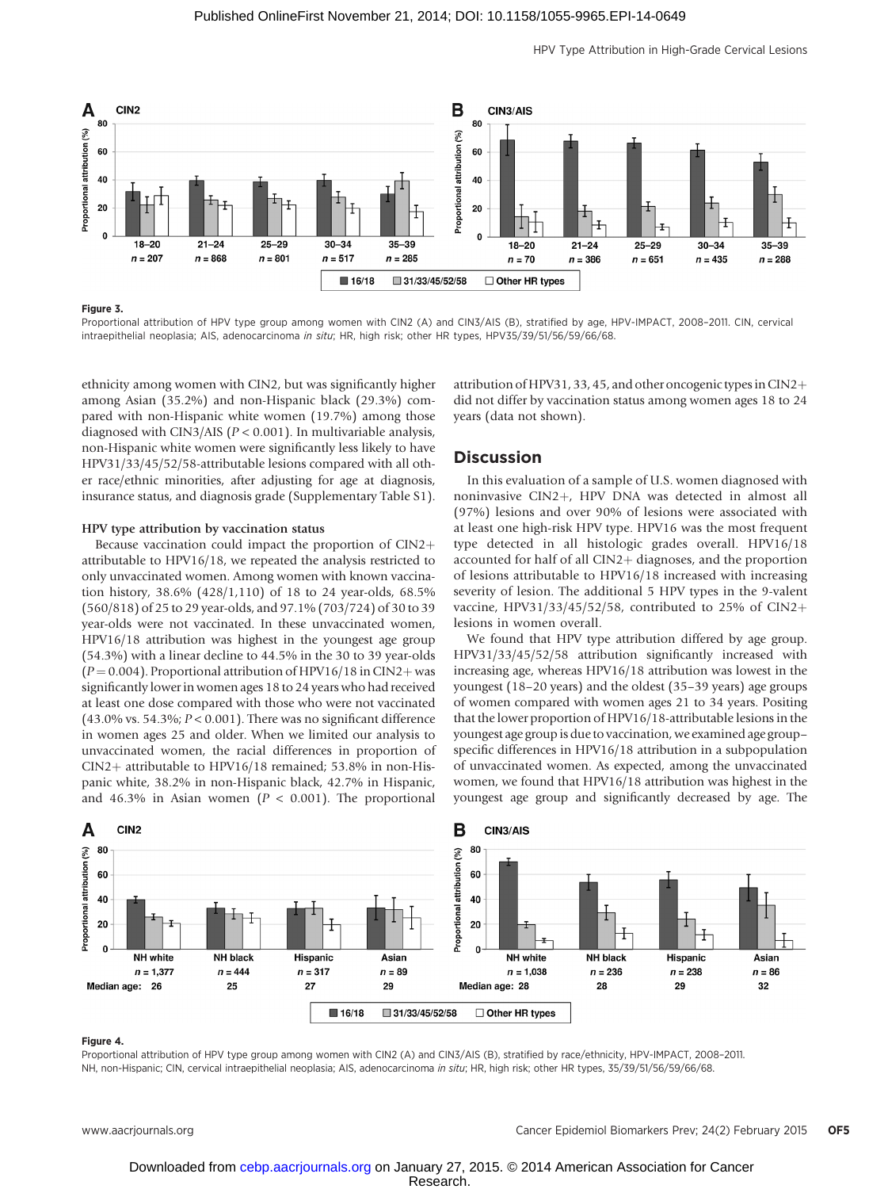Figure 3.
Proportional attribution of HPV type group among women with CIN2 (A) and CIN3/AIS (B), stratified by age, HPV-IMPACT, 2008–2011. CIN, cervical intraepithelial neoplasia; AIS, adenocarcinoma *in situ*; HR, high risk; other HR types, HPV35/39/51/56/59/66/68.

ethnicity among women with CIN2, but was significantly higher among Asian (35.2%) and non-Hispanic black (29.3%) compared with non-Hispanic white women (19.7%) among those diagnosed with CIN3/AIS ($P < 0.001$). In multivariable analysis, non-Hispanic white women were significantly less likely to have HPV31/33/45/52/58-attributable lesions compared with all other race/ethnic minorities, after adjusting for age at diagnosis, insurance status, and diagnosis grade (Supplementary Table S1).

### HPV type attribution by vaccination status

Because vaccination could impact the proportion of CIN2+ attributable to HPV16/18, we repeated the analysis restricted to only unvaccinated women. Among women with known vaccination history, 38.6% (428/1,110) of 18 to 24 year-olds, 68.5% (560/818) of 25 to 29 year-olds, and 97.1% (703/724) of 30 to 39 year-olds were not vaccinated. In these unvaccinated women, HPV16/18 attribution was highest in the youngest age group (54.3%) with a linear decline to 44.5% in the 30 to 39 year-olds ($P = 0.004$). Proportional attribution of HPV16/18 in CIN2+ was significantly lower in women ages 18 to 24 years who had received at least one dose compared with those who were not vaccinated (43.0% vs. 54.3%; $P < 0.001$). There was no significant difference in women ages 25 and older. When we limited our analysis to unvaccinated women, the racial differences in proportion of CIN2+ attributable to HPV16/18 remained; 53.8% in non-Hispanic white, 38.2% in non-Hispanic black, 42.7% in Hispanic, and 46.3% in Asian women ($P < 0.001$). The proportional attribution of HPV31, 33, 45, and other oncogenic types in CIN2+ did not differ by vaccination status among women ages 18 to 24 years (data not shown).

## Discussion

In this evaluation of a sample of U.S. women diagnosed with noninvasive CIN2+, HPV DNA was detected in almost all (97%) lesions and over 90% of lesions were associated with at least one high-risk HPV type. HPV16 was the most frequent type detected in all histologic grades overall. HPV16/18 accounted for half of all CIN2+ diagnoses, and the proportion of lesions attributable to HPV16/18 increased with increasing severity of lesion. The additional 5 HPV types in the 9-valent vaccine, HPV31/33/45/52/58, contributed to 25% of CIN2+ lesions in women overall.

We found that HPV type attribution differed by age group. HPV31/33/45/52/58 attribution significantly increased with increasing age, whereas HPV16/18 attribution was lowest in the youngest (18–20 years) and the oldest (35–39 years) age groups of women compared with women ages 21 to 34 years. Positing that the lower proportion of HPV16/18-attributable lesions in the youngest age group is due to vaccination, we examined age group–specific differences in HPV16/18 attribution in a subpopulation of unvaccinated women. As expected, among the unvaccinated women, we found that HPV16/18 attribution was highest in the youngest age group and significantly decreased by age. The

Figure 4.
Proportional attribution of HPV type group among women with CIN2 (A) and CIN3/AIS (B), stratified by race/ethnicity, HPV-IMPACT, 2008–2011. NH, non-Hispanic; CIN, cervical intraepithelial neoplasia; AIS, adenocarcinoma *in situ*; HR, high risk; other HR types, 35/39/51/56/59/66/68.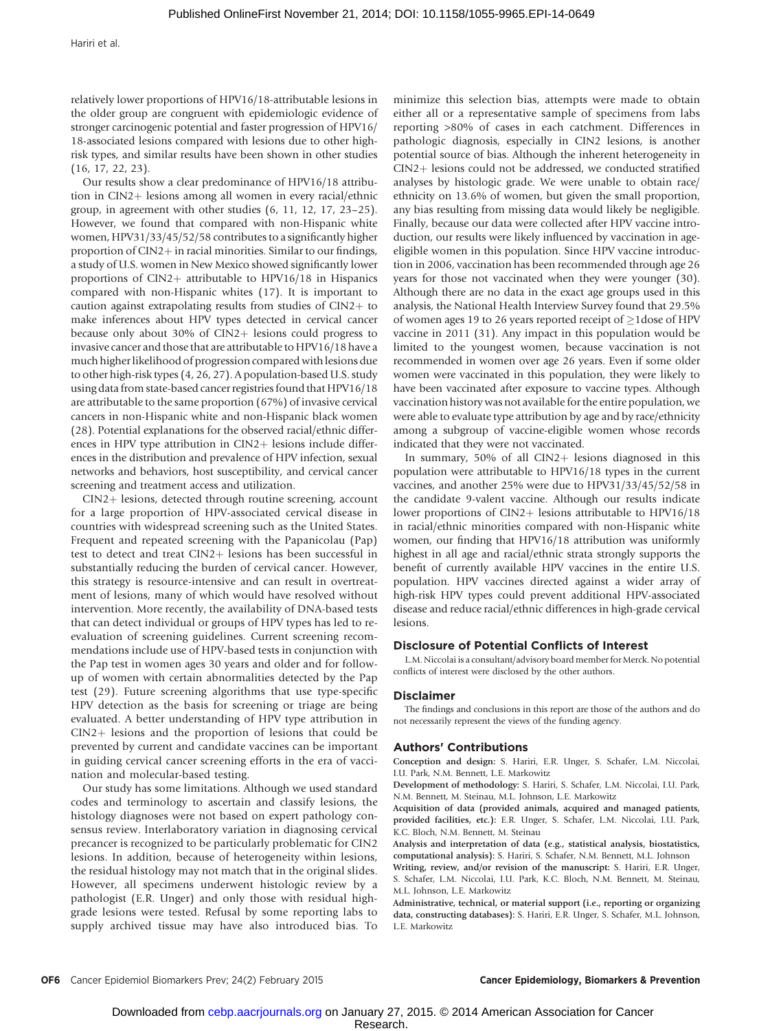relatively lower proportions of HPV16/18-attributable lesions in the older group are congruent with epidemiologic evidence of stronger carcinogenic potential and faster progression of HPV16/18-associated lesions compared with lesions due to other high-risk types, and similar results have been shown in other studies (16, 17, 22, 23).

Our results show a clear predominance of HPV16/18 attribution in CIN2+ lesions among all women in every racial/ethnic group, in agreement with other studies (6, 11, 12, 17, 23–25). However, we found that compared with non-Hispanic white women, HPV31/33/45/52/58 contributes to a significantly higher proportion of CIN2+ in racial minorities. Similar to our findings, a study of U.S. women in New Mexico showed significantly lower proportions of CIN2+ attributable to HPV16/18 in Hispanics compared with non-Hispanic whites (17). It is important to caution against extrapolating results from studies of CIN2+ to make inferences about HPV types detected in cervical cancer because only about 30% of CIN2+ lesions could progress to invasive cancer and those that are attributable to HPV16/18 have a much higher likelihood of progression compared with lesions due to other high-risk types (4, 26, 27). A population-based U.S. study using data from state-based cancer registries found that HPV16/18 are attributable to the same proportion (67%) of invasive cervical cancers in non-Hispanic white and non-Hispanic black women (28). Potential explanations for the observed racial/ethnic differences in HPV type attribution in CIN2+ lesions include differences in the distribution and prevalence of HPV infection, sexual networks and behaviors, host susceptibility, and cervical cancer screening and treatment access and utilization.

CIN2+ lesions, detected through routine screening, account for a large proportion of HPV-associated cervical disease in countries with widespread screening such as the United States. Frequent and repeated screening with the Papanicolau (Pap) test to detect and treat CIN2+ lesions has been successful in substantially reducing the burden of cervical cancer. However, this strategy is resource-intensive and can result in overtreatment of lesions, many of which would have resolved without intervention. More recently, the availability of DNA-based tests that can detect individual or groups of HPV types has led to re-evaluation of screening guidelines. Current screening recommendations include use of HPV-based tests in conjunction with the Pap test in women ages 30 years and older and for follow-up of women with certain abnormalities detected by the Pap test (29). Future screening algorithms that use type-specific HPV detection as the basis for screening or triage are being evaluated. A better understanding of HPV type attribution in CIN2+ lesions and the proportion of lesions that could be prevented by current and candidate vaccines can be important in guiding cervical cancer screening efforts in the era of vaccination and molecular-based testing.

Our study has some limitations. Although we used standard codes and terminology to ascertain and classify lesions, the histology diagnoses were not based on expert pathology consensus review. Interlaboratory variation in diagnosing cervical precancer is recognized to be particularly problematic for CIN2 lesions. In addition, because of heterogeneity within lesions, the residual histology may not match that in the original slides. However, all specimens underwent histologic review by a pathologist (E.R. Unger) and only those with residual high-grade lesions were tested. Refusal by some reporting labs to supply archived tissue may have also introduced bias. To minimize this selection bias, attempts were made to obtain either all or a representative sample of specimens from labs reporting >80% of cases in each catchment. Differences in pathologic diagnosis, especially in CIN2 lesions, is another potential source of bias. Although the inherent heterogeneity in CIN2+ lesions could not be addressed, we conducted stratified analyses by histologic grade. We were unable to obtain race/ethnicity on 13.6% of women, but given the small proportion, any bias resulting from missing data would likely be negligible. Finally, because our data were collected after HPV vaccine introduction, our results were likely influenced by vaccination in age-eligible women in this population. Since HPV vaccine introduction in 2006, vaccination has been recommended through age 26 years for those not vaccinated when they were younger (30). Although there are no data in the exact age groups used in this analysis, the National Health Interview Survey found that 29.5% of women ages 19 to 26 years reported receipt of ≥1dose of HPV vaccine in 2011 (31). Any impact in this population would be limited to the youngest women, because vaccination is not recommended in women over age 26 years. Even if some older women were vaccinated in this population, they were likely to have been vaccinated after exposure to vaccine types. Although vaccination history was not available for the entire population, we were able to evaluate type attribution by age and by race/ethnicity among a subgroup of vaccine-eligible women whose records indicated that they were not vaccinated.

In summary, 50% of all CIN2+ lesions diagnosed in this population were attributable to HPV16/18 types in the current vaccines, and another 25% were due to HPV31/33/45/52/58 in the candidate 9-valent vaccine. Although our results indicate lower proportions of CIN2+ lesions attributable to HPV16/18 in racial/ethnic minorities compared with non-Hispanic white women, our finding that HPV16/18 attribution was uniformly highest in all age and racial/ethnic strata strongly supports the benefit of currently available HPV vaccines in the entire U.S. population. HPV vaccines directed against a wider array of high-risk HPV types could prevent additional HPV-associated disease and reduce racial/ethnic differences in high-grade cervical lesions.

## Disclosure of Potential Conflicts of Interest

L.M. Niccolai is a consultant/advisory board member for Merck. No potential conflicts of interest were disclosed by the other authors.

## Disclaimer

The findings and conclusions in this report are those of the authors and do not necessarily represent the views of the funding agency.

## Authors' Contributions

**Conception and design:** S. Hariri, E.R. Unger, S. Schafer, L.M. Niccolai, I.U. Park, N.M. Bennett, L.E. Markowitz

**Development of methodology:** S. Hariri, S. Schafer, L.M. Niccolai, I.U. Park, N.M. Bennett, M. Steinau, M.L. Johnson, L.E. Markowitz

**Acquisition of data (provided animals, acquired and managed patients, provided facilities, etc.):** E.R. Unger, S. Schafer, L.M. Niccolai, I.U. Park, K.C. Bloch, N.M. Bennett, M. Steinau

**Analysis and interpretation of data (e.g., statistical analysis, biostatistics, computational analysis):** S. Hariri, S. Schafer, N.M. Bennett, M.L. Johnson

**Writing, review, and/or revision of the manuscript:** S. Hariri, E.R. Unger, S. Schafer, L.M. Niccolai, I.U. Park, K.C. Bloch, N.M. Bennett, M. Steinau, M.L. Johnson, L.E. Markowitz

**Administrative, technical, or material support (i.e., reporting or organizing data, constructing databases):** S. Hariri, E.R. Unger, S. Schafer, M.L. Johnson, L.E. Markowitz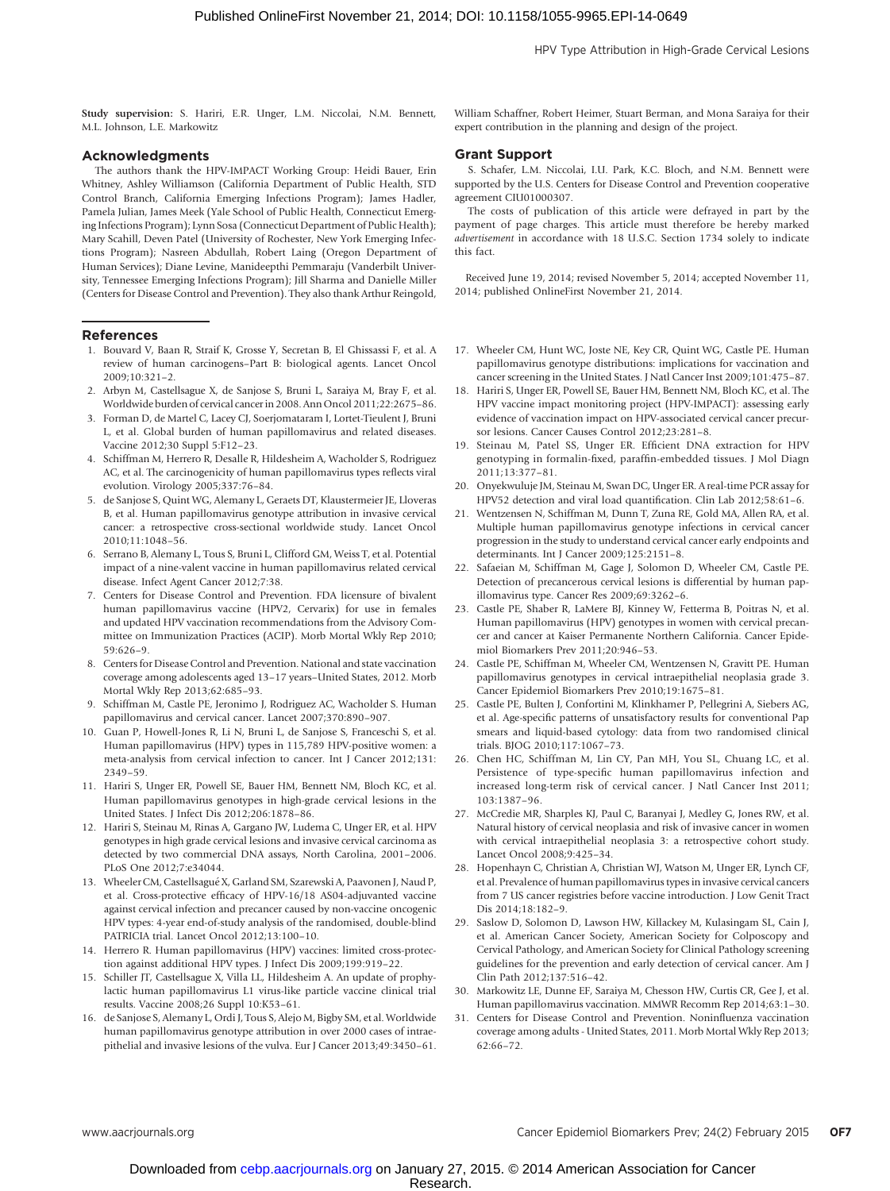**Study supervision:** S. Hariri, E.R. Unger, L.M. Niccolai, N.M. Bennett, M.L. Johnson, L.E. Markowitz

## Acknowledgments

The authors thank the HPV-IMPACT Working Group: Heidi Bauer, Erin Whitney, Ashley Williamson (California Department of Public Health, STD Control Branch, California Emerging Infections Program); James Hadler, Pamela Julian, James Meek (Yale School of Public Health, Connecticut Emerging Infections Program); Lynn Sosa (Connecticut Department of Public Health); Mary Scahill, Deven Patel (University of Rochester, New York Emerging Infections Program); Nasreen Abdullah, Robert Laing (Oregon Department of Human Services); Diane Levine, Manideepthi Pemmaraju (Vanderbilt University, Tennessee Emerging Infections Program); Jill Sharma and Danielle Miller (Centers for Disease Control and Prevention). They also thank Arthur Reingold, William Schaffner, Robert Heimer, Stuart Berman, and Mona Saraiya for their expert contribution in the planning and design of the project.

## Grant Support

S. Schafer, L.M. Niccolai, I.U. Park, K.C. Bloch, and N.M. Bennett were supported by the U.S. Centers for Disease Control and Prevention cooperative agreement CIU01000307.

The costs of publication of this article were defrayed in part by the payment of page charges. This article must therefore be hereby marked *advertisement* in accordance with 18 U.S.C. Section 1734 solely to indicate this fact.

Received June 19, 2014; revised November 5, 2014; accepted November 11, 2014; published OnlineFirst November 21, 2014.

## References

1. Bouvard V, Baan R, Straif K, Grosse Y, Secretan B, El Ghissassi F, et al. A review of human carcinogens–Part B: biological agents. Lancet Oncol 2009;10:321–2.
2. Arbyn M, Castellsague X, de Sanjose S, Bruni L, Saraiya M, Bray F, et al. Worldwide burden of cervical cancer in 2008. Ann Oncol 2011;22:2675–86.
3. Forman D, de Martel C, Lacey CJ, Soerjomataram I, Lortet-Tieulent J, Bruni L, et al. Global burden of human papillomavirus and related diseases. Vaccine 2012;30 Suppl 5:F12–23.
4. Schiffman M, Herrero R, Desalle R, Hildesheim A, Wacholder S, Rodriguez AC, et al. The carcinogenicity of human papillomavirus types reflects viral evolution. Virology 2005;337:76–84.
5. de Sanjose S, Quint WG, Alemany L, Geraets DT, Klaustermeier JE, Lloveras B, et al. Human papillomavirus genotype attribution in invasive cervical cancer: a retrospective cross-sectional worldwide study. Lancet Oncol 2010;11:1048–56.
6. Serrano B, Alemany L, Tous S, Bruni L, Clifford GM, Weiss T, et al. Potential impact of a nine-valent vaccine in human papillomavirus related cervical disease. Infect Agent Cancer 2012;7:38.
7. Centers for Disease Control and Prevention. FDA licensure of bivalent human papillomavirus vaccine (HPV2, Cervarix) for use in females and updated HPV vaccination recommendations from the Advisory Committee on Immunization Practices (ACIP). Morb Mortal Wkly Rep 2010; 59:626–9.
8. Centers for Disease Control and Prevention. National and state vaccination coverage among adolescents aged 13–17 years–United States, 2012. Morb Mortal Wkly Rep 2013;62:685–93.
9. Schiffman M, Castle PE, Jeronimo J, Rodriguez AC, Wacholder S. Human papillomavirus and cervical cancer. Lancet 2007;370:890–907.
10. Guan P, Howell-Jones R, Li N, Bruni L, de Sanjose S, Franceschi S, et al. Human papillomavirus (HPV) types in 115,789 HPV-positive women: a meta-analysis from cervical infection to cancer. Int J Cancer 2012;131: 2349–59.
11. Hariri S, Unger ER, Powell SE, Bauer HM, Bennett NM, Bloch KC, et al. Human papillomavirus genotypes in high-grade cervical lesions in the United States. J Infect Dis 2012;206:1878–86.
12. Hariri S, Steinau M, Rinas A, Gargano JW, Ludema C, Unger ER, et al. HPV genotypes in high grade cervical lesions and invasive cervical carcinoma as detected by two commercial DNA assays, North Carolina, 2001–2006. PLoS One 2012;7:e34044.
13. Wheeler CM, Castellsagué X, Garland SM, Szarewski A, Paavonen J, Naud P, et al. Cross-protective efficacy of HPV-16/18 AS04-adjuvanted vaccine against cervical infection and precancer caused by non-vaccine oncogenic HPV types: 4-year end-of-study analysis of the randomised, double-blind PATRICIA trial. Lancet Oncol 2012;13:100–10.
14. Herrero R. Human papillomavirus (HPV) vaccines: limited cross-protection against additional HPV types. J Infect Dis 2009;199:919–22.
15. Schiller JT, Castellsague X, Villa LL, Hildesheim A. An update of prophylactic human papillomavirus L1 virus-like particle vaccine clinical trial results. Vaccine 2008;26 Suppl 10:K53–61.
16. de Sanjose S, Alemany L, Ordi J, Tous S, Alejo M, Bigby SM, et al. Worldwide human papillomavirus genotype attribution in over 2000 cases of intraepithelial and invasive lesions of the vulva. Eur J Cancer 2013;49:3450–61.
17. Wheeler CM, Hunt WC, Joste NE, Key CR, Quint WG, Castle PE. Human papillomavirus genotype distributions: implications for vaccination and cancer screening in the United States. J Natl Cancer Inst 2009;101:475–87.
18. Hariri S, Unger ER, Powell SE, Bauer HM, Bennett NM, Bloch KC, et al. The HPV vaccine impact monitoring project (HPV-IMPACT): assessing early evidence of vaccination impact on HPV-associated cervical cancer precursor lesions. Cancer Causes Control 2012;23:281–8.
19. Steinau M, Patel SS, Unger ER. Efficient DNA extraction for HPV genotyping in formalin-fixed, paraffin-embedded tissues. J Mol Diagn 2011;13:377–81.
20. Onyekwuluje JM, Steinau M, Swan DC, Unger ER. A real-time PCR assay for HPV52 detection and viral load quantification. Clin Lab 2012;58:61–6.
21. Wentzensen N, Schiffman M, Dunn T, Zuna RE, Gold MA, Allen RA, et al. Multiple human papillomavirus genotype infections in cervical cancer progression in the study to understand cervical cancer early endpoints and determinants. Int J Cancer 2009;125:2151–8.
22. Safaeian M, Schiffman M, Gage J, Solomon D, Wheeler CM, Castle PE. Detection of precancerous cervical lesions is differential by human papillomavirus type. Cancer Res 2009;69:3262–6.
23. Castle PE, Shaber R, LaMere BJ, Kinney W, Fetterma B, Poitras N, et al. Human papillomavirus (HPV) genotypes in women with cervical precancer and cancer at Kaiser Permanente Northern California. Cancer Epidemiol Biomarkers Prev 2011;20:946–53.
24. Castle PE, Schiffman M, Wheeler CM, Wentzensen N, Gravitt PE. Human papillomavirus genotypes in cervical intraepithelial neoplasia grade 3. Cancer Epidemiol Biomarkers Prev 2010;19:1675–81.
25. Castle PE, Bulten J, Confortini M, Klinkhamer P, Pellegrini A, Siebers AG, et al. Age-specific patterns of unsatisfactory results for conventional Pap smears and liquid-based cytology: data from two randomised clinical trials. BJOG 2010;117:1067–73.
26. Chen HC, Schiffman M, Lin CY, Pan MH, You SL, Chuang LC, et al. Persistence of type-specific human papillomavirus infection and increased long-term risk of cervical cancer. J Natl Cancer Inst 2011; 103:1387–96.
27. McCredie MR, Sharples KJ, Paul C, Baranyai J, Medley G, Jones RW, et al. Natural history of cervical neoplasia and risk of invasive cancer in women with cervical intraepithelial neoplasia 3: a retrospective cohort study. Lancet Oncol 2008;9:425–34.
28. Hopenhayn C, Christian A, Christian WJ, Watson M, Unger ER, Lynch CF, et al. Prevalence of human papillomavirus types in invasive cervical cancers from 7 US cancer registries before vaccine introduction. J Low Genit Tract Dis 2014;18:182–9.
29. Saslow D, Solomon D, Lawson HW, Killackey M, Kulasingam SL, Cain J, et al. American Cancer Society, American Society for Colposcopy and Cervical Pathology, and American Society for Clinical Pathology screening guidelines for the prevention and early detection of cervical cancer. Am J Clin Path 2012;137:516–42.
30. Markowitz LE, Dunne EF, Saraiya M, Chesson HW, Curtis CR, Gee J, et al. Human papillomavirus vaccination. MMWR Recomm Rep 2014;63:1–30.
31. Centers for Disease Control and Prevention. Noninfluenza vaccination coverage among adults - United States, 2011. Morb Mortal Wkly Rep 2013; 62:66–72.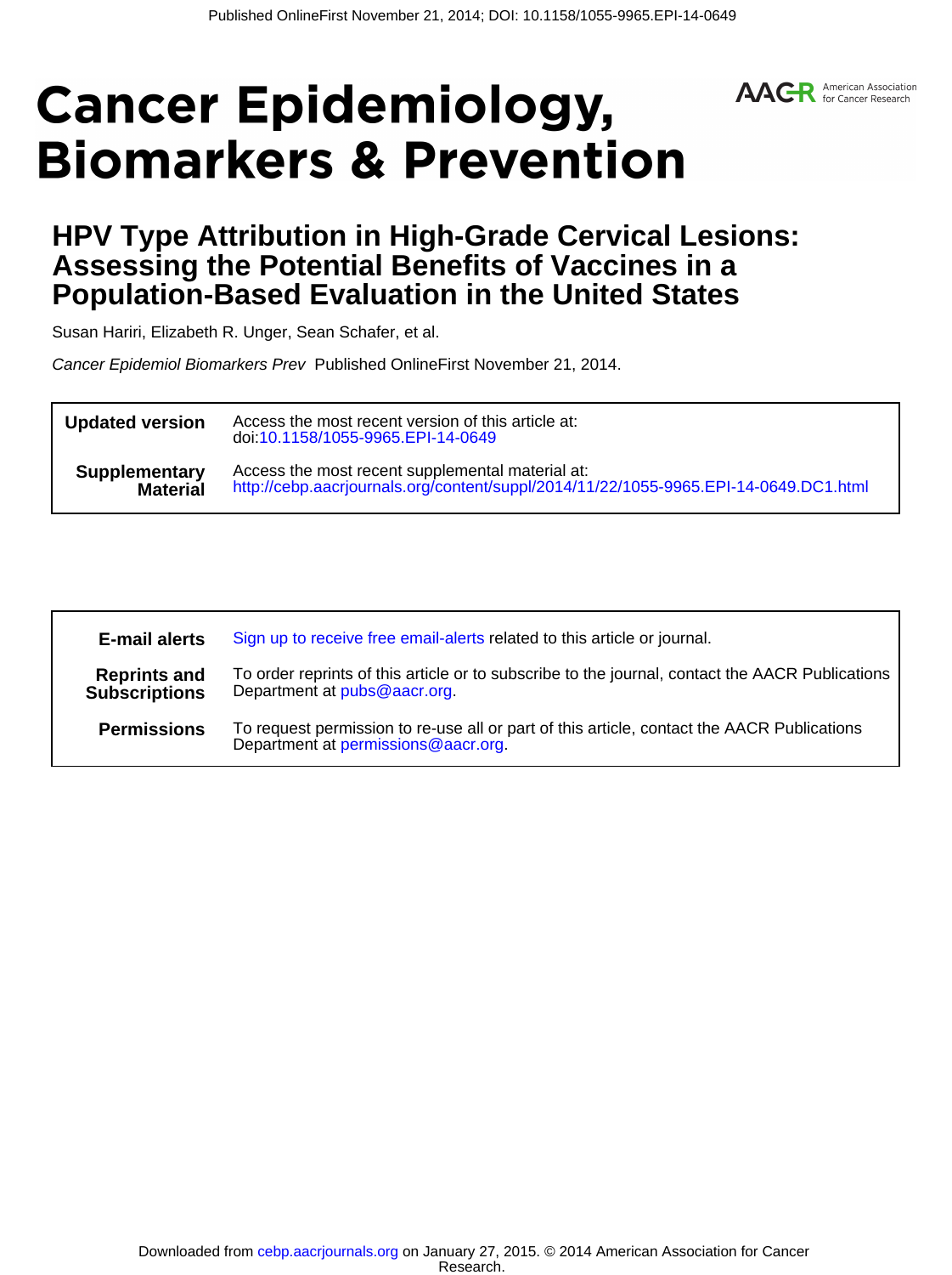# Cancer Epidemiology, Biomarkers & Prevention

## HPV Type Attribution in High-Grade Cervical Lesions: Assessing the Potential Benefits of Vaccines in a Population-Based Evaluation in the United States

Susan Hariri, Elizabeth R. Unger, Sean Schafer, et al.

*Cancer Epidemiol Biomarkers Prev* Published OnlineFirst November 21, 2014.

| | |
|---|---|
| **Updated version** | Access the most recent version of this article at: doi:10.1158/1055-9965.EPI-14-0649 |
| **Supplementary Material** | Access the most recent supplemental material at: http://cebp.aacrjournals.org/content/suppl/2014/11/22/1055-9965.EPI-14-0649.DC1.html |

| | |
|---|---|
| **E-mail alerts** | Sign up to receive free email-alerts related to this article or journal. |
| **Reprints and Subscriptions** | To order reprints of this article or to subscribe to the journal, contact the AACR Publications Department at pubs@aacr.org. |
| **Permissions** | To request permission to re-use all or part of this article, contact the AACR Publications Department at permissions@aacr.org. |